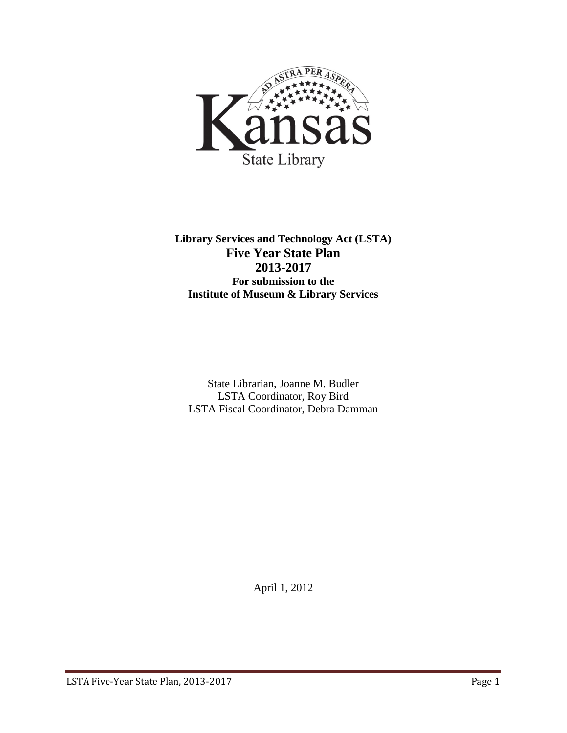Kansas State Library

**Library Services and Technology Act (LSTA)**

# Five Year State Plan

# 2013-2017

**For submission to the**
**Institute of Museum & Library Services**

State Librarian, Joanne M. Budler
LSTA Coordinator, Roy Bird
LSTA Fiscal Coordinator, Debra Damman

April 1, 2012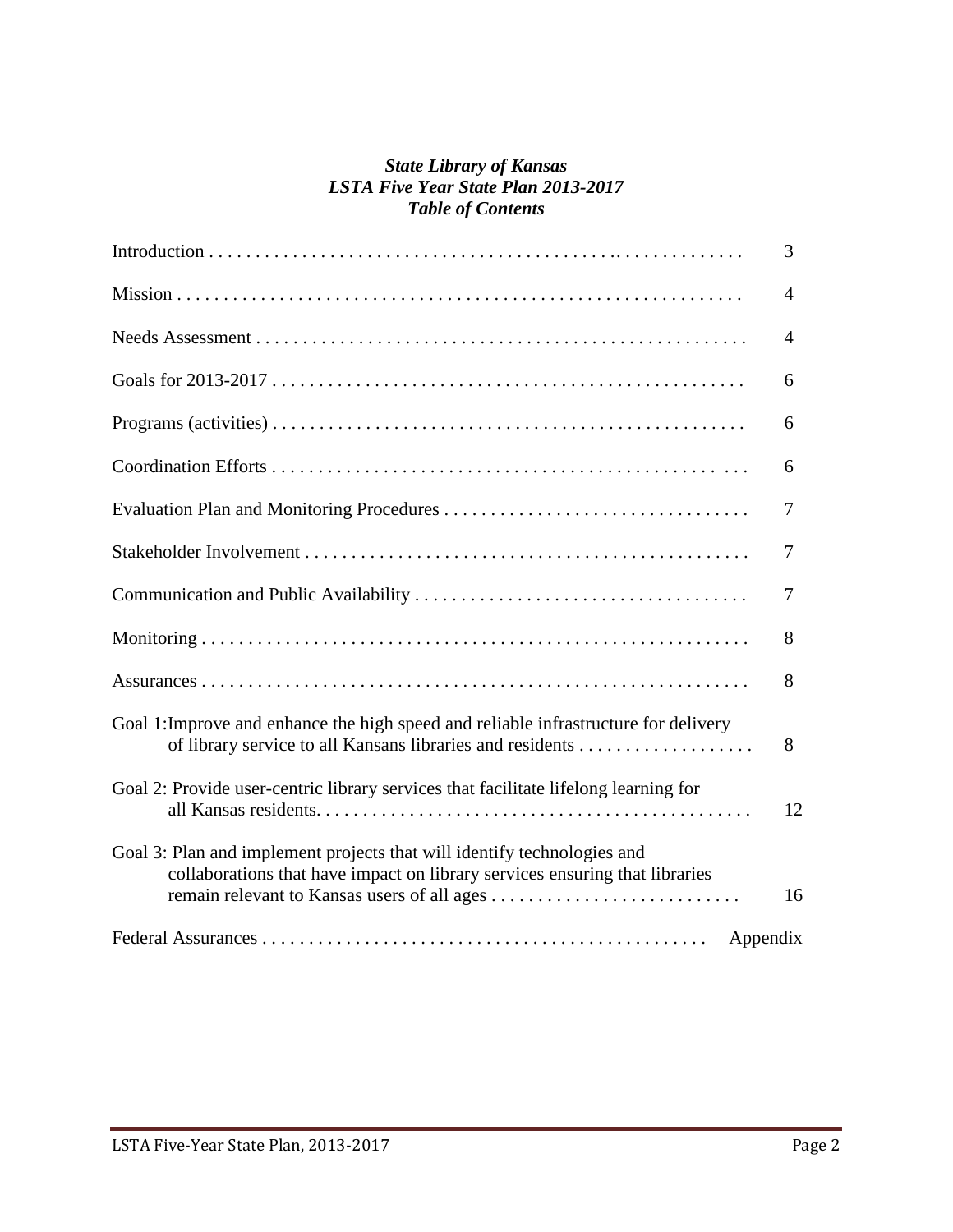***State Library of Kansas***
***LSTA Five Year State Plan 2013-2017***
***Table of Contents***

| | |
|---|---|
| Introduction | 3 |
| Mission | 4 |
| Needs Assessment | 4 |
| Goals for 2013-2017 | 6 |
| Programs (activities) | 6 |
| Coordination Efforts | 6 |
| Evaluation Plan and Monitoring Procedures | 7 |
| Stakeholder Involvement | 7 |
| Communication and Public Availability | 7 |
| Monitoring | 8 |
| Assurances | 8 |
| Goal 1:Improve and enhance the high speed and reliable infrastructure for delivery of library service to all Kansans libraries and residents | 8 |
| Goal 2: Provide user-centric library services that facilitate lifelong learning for all Kansas residents. | 12 |
| Goal 3: Plan and implement projects that will identify technologies and collaborations that have impact on library services ensuring that libraries remain relevant to Kansas users of all ages | 16 |
| Federal Assurances | Appendix |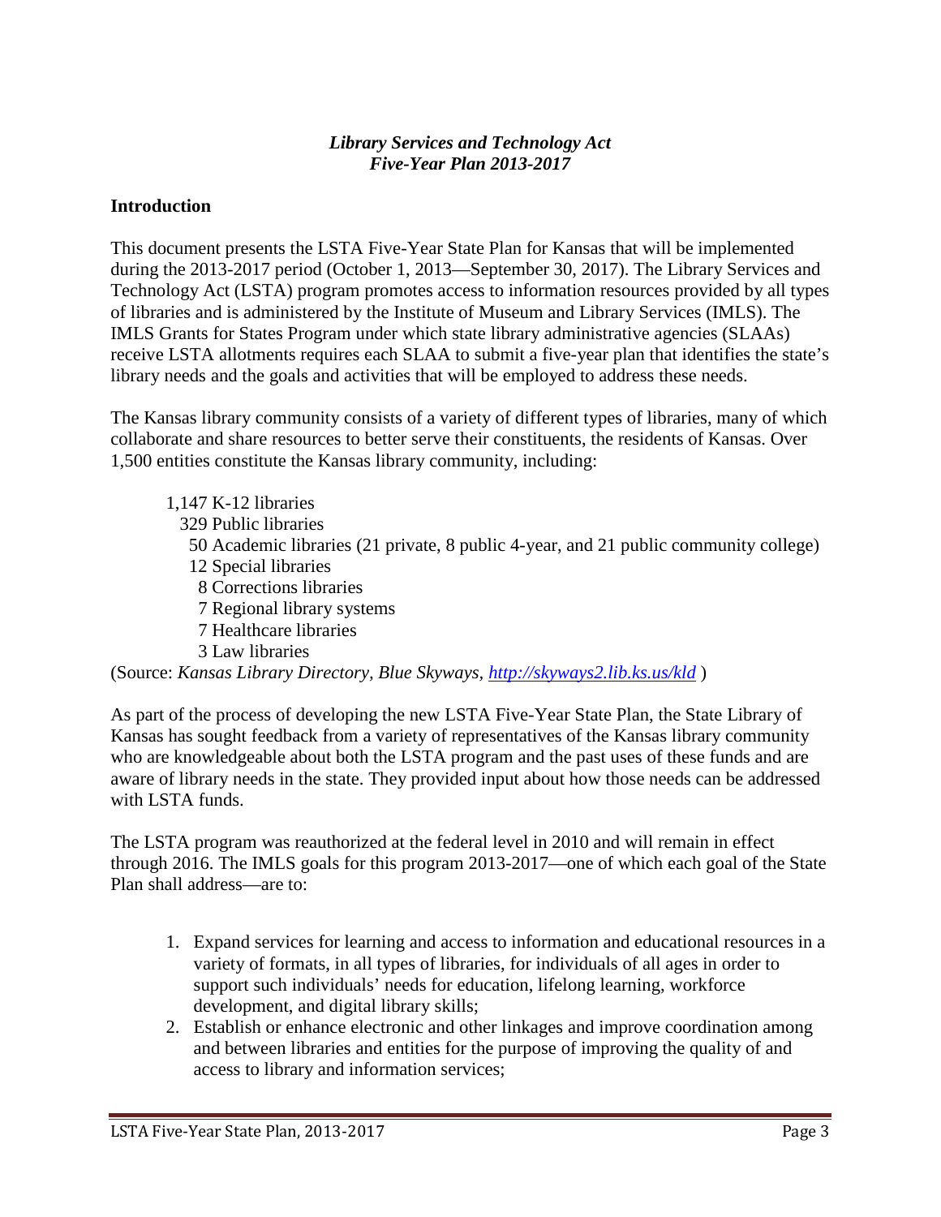*Library Services and Technology Act*
*Five-Year Plan 2013-2017*

## Introduction

This document presents the LSTA Five-Year State Plan for Kansas that will be implemented during the 2013-2017 period (October 1, 2013—September 30, 2017). The Library Services and Technology Act (LSTA) program promotes access to information resources provided by all types of libraries and is administered by the Institute of Museum and Library Services (IMLS). The IMLS Grants for States Program under which state library administrative agencies (SLAAs) receive LSTA allotments requires each SLAA to submit a five-year plan that identifies the state's library needs and the goals and activities that will be employed to address these needs.

The Kansas library community consists of a variety of different types of libraries, many of which collaborate and share resources to better serve their constituents, the residents of Kansas. Over 1,500 entities constitute the Kansas library community, including:

- 1,147 K-12 libraries
- 329 Public libraries
- 50 Academic libraries (21 private, 8 public 4-year, and 21 public community college)
- 12 Special libraries
- 8 Corrections libraries
- 7 Regional library systems
- 7 Healthcare libraries
- 3 Law libraries

(Source: *Kansas Library Directory, Blue Skyways, http://skyways2.lib.ks.us/kld* )

As part of the process of developing the new LSTA Five-Year State Plan, the State Library of Kansas has sought feedback from a variety of representatives of the Kansas library community who are knowledgeable about both the LSTA program and the past uses of these funds and are aware of library needs in the state. They provided input about how those needs can be addressed with LSTA funds.

The LSTA program was reauthorized at the federal level in 2010 and will remain in effect through 2016. The IMLS goals for this program 2013-2017—one of which each goal of the State Plan shall address—are to:

1. Expand services for learning and access to information and educational resources in a variety of formats, in all types of libraries, for individuals of all ages in order to support such individuals' needs for education, lifelong learning, workforce development, and digital library skills;
2. Establish or enhance electronic and other linkages and improve coordination among and between libraries and entities for the purpose of improving the quality of and access to library and information services;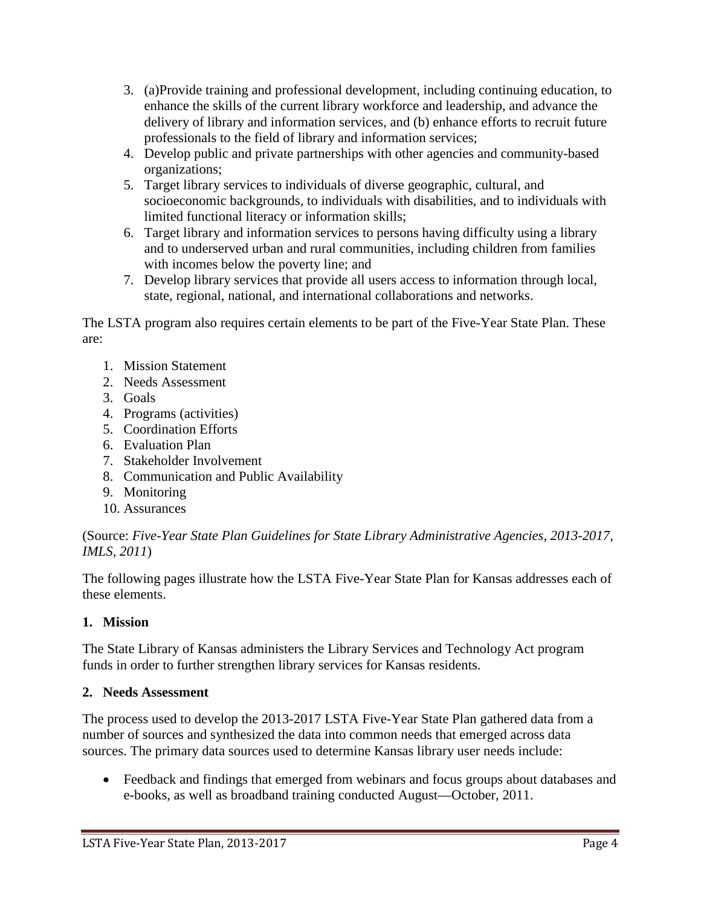3. (a)Provide training and professional development, including continuing education, to enhance the skills of the current library workforce and leadership, and advance the delivery of library and information services, and (b) enhance efforts to recruit future professionals to the field of library and information services;
4. Develop public and private partnerships with other agencies and community-based organizations;
5. Target library services to individuals of diverse geographic, cultural, and socioeconomic backgrounds, to individuals with disabilities, and to individuals with limited functional literacy or information skills;
6. Target library and information services to persons having difficulty using a library and to underserved urban and rural communities, including children from families with incomes below the poverty line; and
7. Develop library services that provide all users access to information through local, state, regional, national, and international collaborations and networks.

The LSTA program also requires certain elements to be part of the Five-Year State Plan. These are:

1. Mission Statement
2. Needs Assessment
3. Goals
4. Programs (activities)
5. Coordination Efforts
6. Evaluation Plan
7. Stakeholder Involvement
8. Communication and Public Availability
9. Monitoring
10. Assurances

(Source: *Five-Year State Plan Guidelines for State Library Administrative Agencies, 2013-2017, IMLS, 2011*)

The following pages illustrate how the LSTA Five-Year State Plan for Kansas addresses each of these elements.

**1. Mission**

The State Library of Kansas administers the Library Services and Technology Act program funds in order to further strengthen library services for Kansas residents.

**2. Needs Assessment**

The process used to develop the 2013-2017 LSTA Five-Year State Plan gathered data from a number of sources and synthesized the data into common needs that emerged across data sources. The primary data sources used to determine Kansas library user needs include:

- Feedback and findings that emerged from webinars and focus groups about databases and e-books, as well as broadband training conducted August—October, 2011.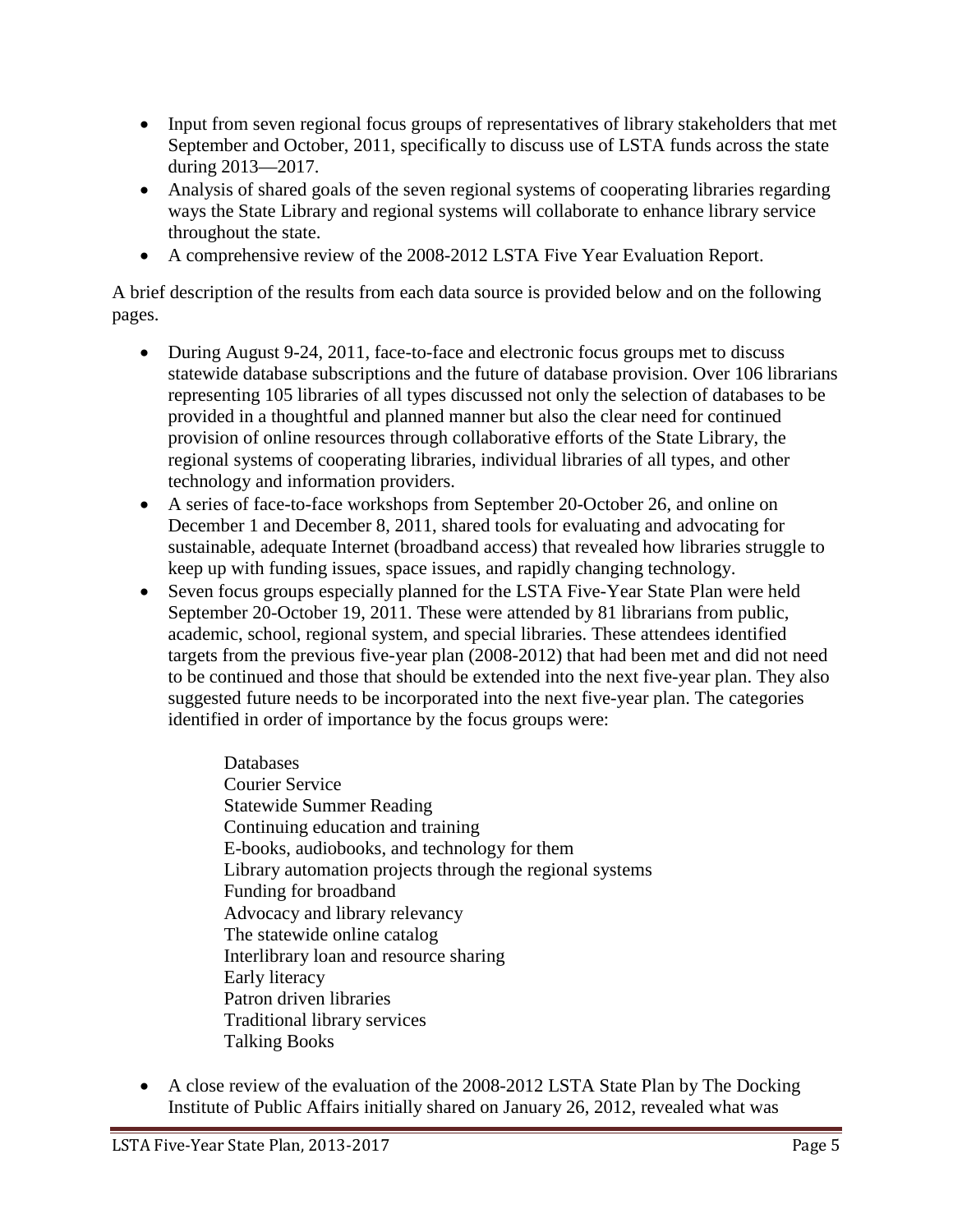- Input from seven regional focus groups of representatives of library stakeholders that met September and October, 2011, specifically to discuss use of LSTA funds across the state during 2013—2017.
- Analysis of shared goals of the seven regional systems of cooperating libraries regarding ways the State Library and regional systems will collaborate to enhance library service throughout the state.
- A comprehensive review of the 2008-2012 LSTA Five Year Evaluation Report.

A brief description of the results from each data source is provided below and on the following pages.

- During August 9-24, 2011, face-to-face and electronic focus groups met to discuss statewide database subscriptions and the future of database provision. Over 106 librarians representing 105 libraries of all types discussed not only the selection of databases to be provided in a thoughtful and planned manner but also the clear need for continued provision of online resources through collaborative efforts of the State Library, the regional systems of cooperating libraries, individual libraries of all types, and other technology and information providers.
- A series of face-to-face workshops from September 20-October 26, and online on December 1 and December 8, 2011, shared tools for evaluating and advocating for sustainable, adequate Internet (broadband access) that revealed how libraries struggle to keep up with funding issues, space issues, and rapidly changing technology.
- Seven focus groups especially planned for the LSTA Five-Year State Plan were held September 20-October 19, 2011. These were attended by 81 librarians from public, academic, school, regional system, and special libraries. These attendees identified targets from the previous five-year plan (2008-2012) that had been met and did not need to be continued and those that should be extended into the next five-year plan. They also suggested future needs to be incorporated into the next five-year plan. The categories identified in order of importance by the focus groups were:

  Databases
  Courier Service
  Statewide Summer Reading
  Continuing education and training
  E-books, audiobooks, and technology for them
  Library automation projects through the regional systems
  Funding for broadband
  Advocacy and library relevancy
  The statewide online catalog
  Interlibrary loan and resource sharing
  Early literacy
  Patron driven libraries
  Traditional library services
  Talking Books

- A close review of the evaluation of the 2008-2012 LSTA State Plan by The Docking Institute of Public Affairs initially shared on January 26, 2012, revealed what was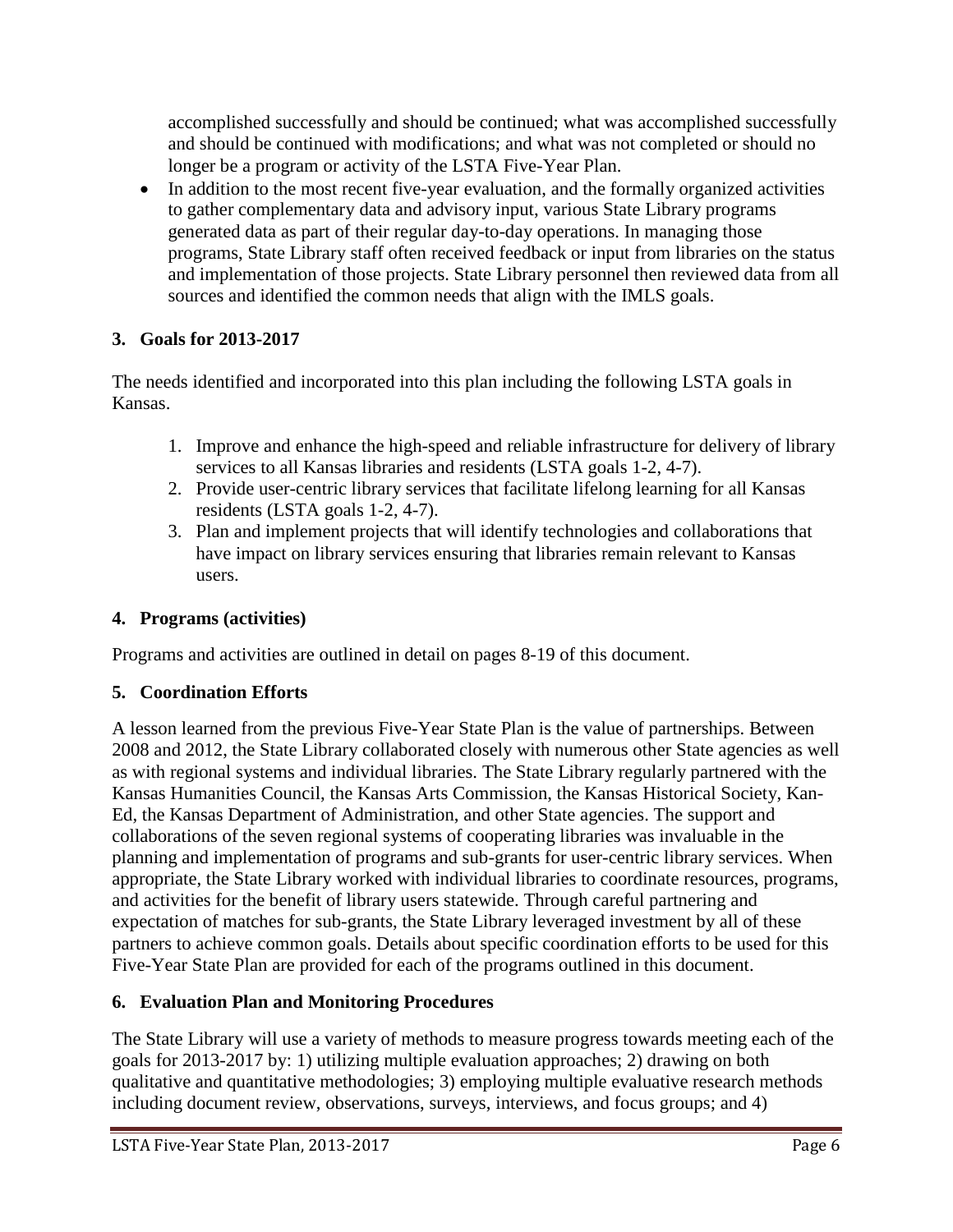accomplished successfully and should be continued; what was accomplished successfully and should be continued with modifications; and what was not completed or should no longer be a program or activity of the LSTA Five-Year Plan.

- In addition to the most recent five-year evaluation, and the formally organized activities to gather complementary data and advisory input, various State Library programs generated data as part of their regular day-to-day operations. In managing those programs, State Library staff often received feedback or input from libraries on the status and implementation of those projects. State Library personnel then reviewed data from all sources and identified the common needs that align with the IMLS goals.

### 3. Goals for 2013-2017

The needs identified and incorporated into this plan including the following LSTA goals in Kansas.

1. Improve and enhance the high-speed and reliable infrastructure for delivery of library services to all Kansas libraries and residents (LSTA goals 1-2, 4-7).
2. Provide user-centric library services that facilitate lifelong learning for all Kansas residents (LSTA goals 1-2, 4-7).
3. Plan and implement projects that will identify technologies and collaborations that have impact on library services ensuring that libraries remain relevant to Kansas users.

### 4. Programs (activities)

Programs and activities are outlined in detail on pages 8-19 of this document.

### 5. Coordination Efforts

A lesson learned from the previous Five-Year State Plan is the value of partnerships. Between 2008 and 2012, the State Library collaborated closely with numerous other State agencies as well as with regional systems and individual libraries. The State Library regularly partnered with the Kansas Humanities Council, the Kansas Arts Commission, the Kansas Historical Society, Kan-Ed, the Kansas Department of Administration, and other State agencies. The support and collaborations of the seven regional systems of cooperating libraries was invaluable in the planning and implementation of programs and sub-grants for user-centric library services. When appropriate, the State Library worked with individual libraries to coordinate resources, programs, and activities for the benefit of library users statewide. Through careful partnering and expectation of matches for sub-grants, the State Library leveraged investment by all of these partners to achieve common goals. Details about specific coordination efforts to be used for this Five-Year State Plan are provided for each of the programs outlined in this document.

### 6. Evaluation Plan and Monitoring Procedures

The State Library will use a variety of methods to measure progress towards meeting each of the goals for 2013-2017 by: 1) utilizing multiple evaluation approaches; 2) drawing on both qualitative and quantitative methodologies; 3) employing multiple evaluative research methods including document review, observations, surveys, interviews, and focus groups; and 4)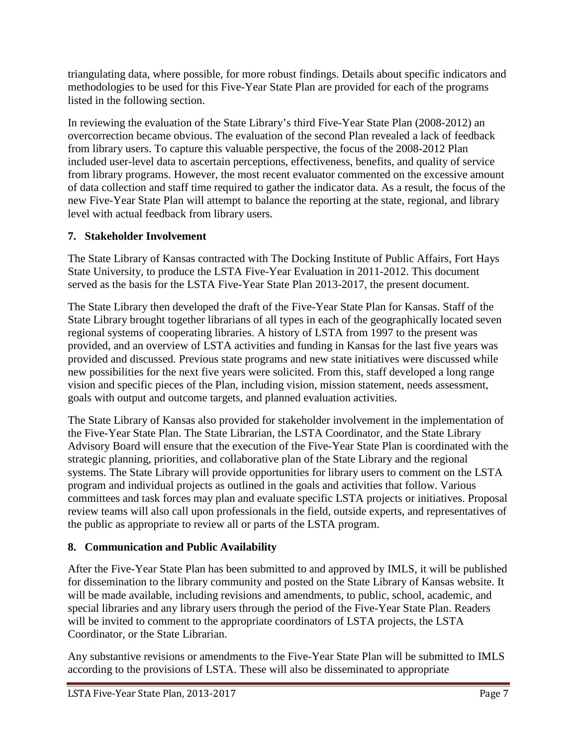triangulating data, where possible, for more robust findings. Details about specific indicators and methodologies to be used for this Five-Year State Plan are provided for each of the programs listed in the following section.

In reviewing the evaluation of the State Library's third Five-Year State Plan (2008-2012) an overcorrection became obvious. The evaluation of the second Plan revealed a lack of feedback from library users. To capture this valuable perspective, the focus of the 2008-2012 Plan included user-level data to ascertain perceptions, effectiveness, benefits, and quality of service from library programs. However, the most recent evaluator commented on the excessive amount of data collection and staff time required to gather the indicator data. As a result, the focus of the new Five-Year State Plan will attempt to balance the reporting at the state, regional, and library level with actual feedback from library users.

## 7. Stakeholder Involvement

The State Library of Kansas contracted with The Docking Institute of Public Affairs, Fort Hays State University, to produce the LSTA Five-Year Evaluation in 2011-2012. This document served as the basis for the LSTA Five-Year State Plan 2013-2017, the present document.

The State Library then developed the draft of the Five-Year State Plan for Kansas. Staff of the State Library brought together librarians of all types in each of the geographically located seven regional systems of cooperating libraries. A history of LSTA from 1997 to the present was provided, and an overview of LSTA activities and funding in Kansas for the last five years was provided and discussed. Previous state programs and new state initiatives were discussed while new possibilities for the next five years were solicited. From this, staff developed a long range vision and specific pieces of the Plan, including vision, mission statement, needs assessment, goals with output and outcome targets, and planned evaluation activities.

The State Library of Kansas also provided for stakeholder involvement in the implementation of the Five-Year State Plan. The State Librarian, the LSTA Coordinator, and the State Library Advisory Board will ensure that the execution of the Five-Year State Plan is coordinated with the strategic planning, priorities, and collaborative plan of the State Library and the regional systems. The State Library will provide opportunities for library users to comment on the LSTA program and individual projects as outlined in the goals and activities that follow. Various committees and task forces may plan and evaluate specific LSTA projects or initiatives. Proposal review teams will also call upon professionals in the field, outside experts, and representatives of the public as appropriate to review all or parts of the LSTA program.

## 8. Communication and Public Availability

After the Five-Year State Plan has been submitted to and approved by IMLS, it will be published for dissemination to the library community and posted on the State Library of Kansas website. It will be made available, including revisions and amendments, to public, school, academic, and special libraries and any library users through the period of the Five-Year State Plan. Readers will be invited to comment to the appropriate coordinators of LSTA projects, the LSTA Coordinator, or the State Librarian.

Any substantive revisions or amendments to the Five-Year State Plan will be submitted to IMLS according to the provisions of LSTA. These will also be disseminated to appropriate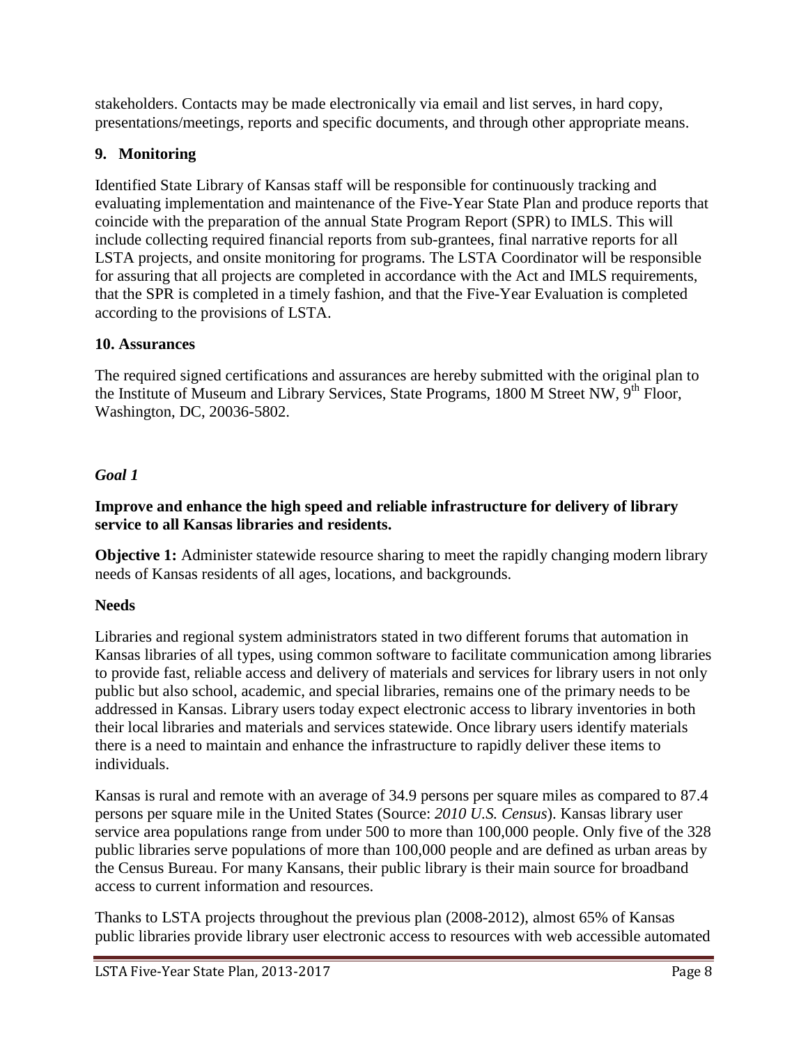stakeholders. Contacts may be made electronically via email and list serves, in hard copy, presentations/meetings, reports and specific documents, and through other appropriate means.

### 9. Monitoring

Identified State Library of Kansas staff will be responsible for continuously tracking and evaluating implementation and maintenance of the Five-Year State Plan and produce reports that coincide with the preparation of the annual State Program Report (SPR) to IMLS. This will include collecting required financial reports from sub-grantees, final narrative reports for all LSTA projects, and onsite monitoring for programs. The LSTA Coordinator will be responsible for assuring that all projects are completed in accordance with the Act and IMLS requirements, that the SPR is completed in a timely fashion, and that the Five-Year Evaluation is completed according to the provisions of LSTA.

### 10. Assurances

The required signed certifications and assurances are hereby submitted with the original plan to the Institute of Museum and Library Services, State Programs, 1800 M Street NW, 9th Floor, Washington, DC, 20036-5802.

## *Goal 1*

**Improve and enhance the high speed and reliable infrastructure for delivery of library service to all Kansas libraries and residents.**

**Objective 1:** Administer statewide resource sharing to meet the rapidly changing modern library needs of Kansas residents of all ages, locations, and backgrounds.

**Needs**

Libraries and regional system administrators stated in two different forums that automation in Kansas libraries of all types, using common software to facilitate communication among libraries to provide fast, reliable access and delivery of materials and services for library users in not only public but also school, academic, and special libraries, remains one of the primary needs to be addressed in Kansas. Library users today expect electronic access to library inventories in both their local libraries and materials and services statewide. Once library users identify materials there is a need to maintain and enhance the infrastructure to rapidly deliver these items to individuals.

Kansas is rural and remote with an average of 34.9 persons per square miles as compared to 87.4 persons per square mile in the United States (Source: *2010 U.S. Census*). Kansas library user service area populations range from under 500 to more than 100,000 people. Only five of the 328 public libraries serve populations of more than 100,000 people and are defined as urban areas by the Census Bureau. For many Kansans, their public library is their main source for broadband access to current information and resources.

Thanks to LSTA projects throughout the previous plan (2008-2012), almost 65% of Kansas public libraries provide library user electronic access to resources with web accessible automated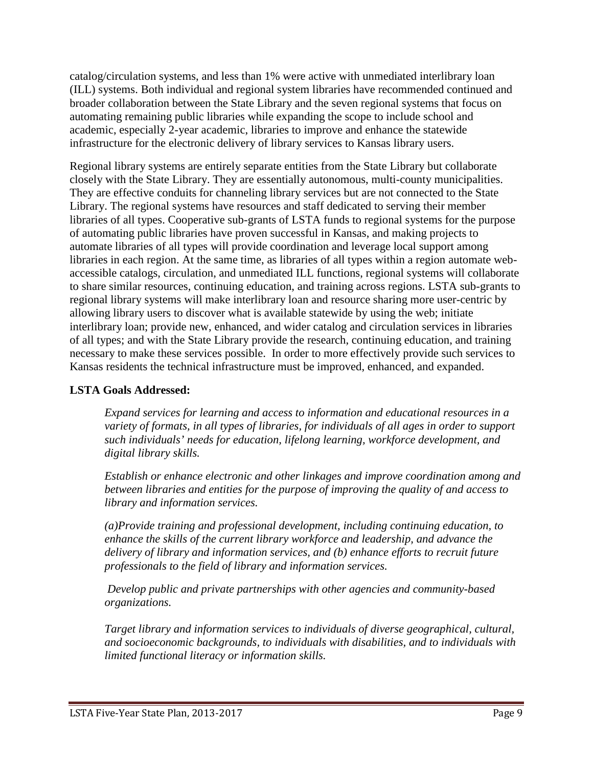catalog/circulation systems, and less than 1% were active with unmediated interlibrary loan (ILL) systems. Both individual and regional system libraries have recommended continued and broader collaboration between the State Library and the seven regional systems that focus on automating remaining public libraries while expanding the scope to include school and academic, especially 2-year academic, libraries to improve and enhance the statewide infrastructure for the electronic delivery of library services to Kansas library users.

Regional library systems are entirely separate entities from the State Library but collaborate closely with the State Library. They are essentially autonomous, multi-county municipalities. They are effective conduits for channeling library services but are not connected to the State Library. The regional systems have resources and staff dedicated to serving their member libraries of all types. Cooperative sub-grants of LSTA funds to regional systems for the purpose of automating public libraries have proven successful in Kansas, and making projects to automate libraries of all types will provide coordination and leverage local support among libraries in each region. At the same time, as libraries of all types within a region automate web-accessible catalogs, circulation, and unmediated ILL functions, regional systems will collaborate to share similar resources, continuing education, and training across regions. LSTA sub-grants to regional library systems will make interlibrary loan and resource sharing more user-centric by allowing library users to discover what is available statewide by using the web; initiate interlibrary loan; provide new, enhanced, and wider catalog and circulation services in libraries of all types; and with the State Library provide the research, continuing education, and training necessary to make these services possible. In order to more effectively provide such services to Kansas residents the technical infrastructure must be improved, enhanced, and expanded.

**LSTA Goals Addressed:**

*Expand services for learning and access to information and educational resources in a variety of formats, in all types of libraries, for individuals of all ages in order to support such individuals' needs for education, lifelong learning, workforce development, and digital library skills.*

*Establish or enhance electronic and other linkages and improve coordination among and between libraries and entities for the purpose of improving the quality of and access to library and information services.*

*(a)Provide training and professional development, including continuing education, to enhance the skills of the current library workforce and leadership, and advance the delivery of library and information services, and (b) enhance efforts to recruit future professionals to the field of library and information services.*

*Develop public and private partnerships with other agencies and community-based organizations.*

*Target library and information services to individuals of diverse geographical, cultural, and socioeconomic backgrounds, to individuals with disabilities, and to individuals with limited functional literacy or information skills.*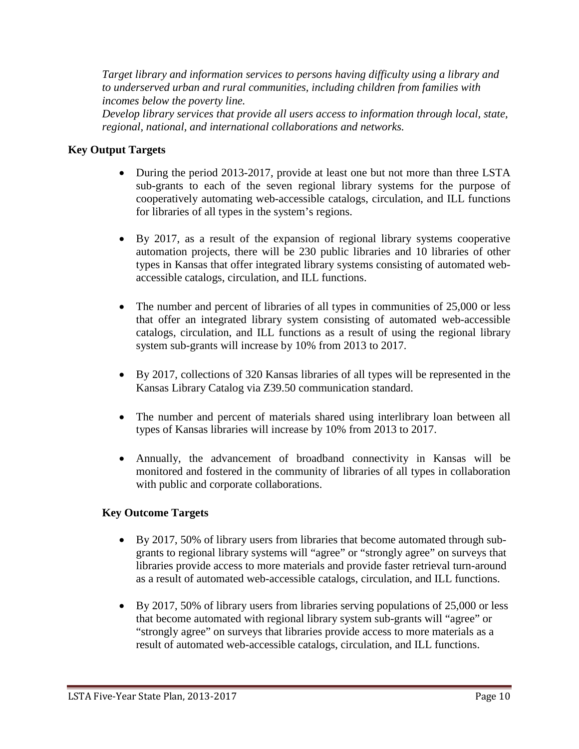*Target library and information services to persons having difficulty using a library and to underserved urban and rural communities, including children from families with incomes below the poverty line.*
*Develop library services that provide all users access to information through local, state, regional, national, and international collaborations and networks.*

**Key Output Targets**

- During the period 2013-2017, provide at least one but not more than three LSTA sub-grants to each of the seven regional library systems for the purpose of cooperatively automating web-accessible catalogs, circulation, and ILL functions for libraries of all types in the system's regions.
- By 2017, as a result of the expansion of regional library systems cooperative automation projects, there will be 230 public libraries and 10 libraries of other types in Kansas that offer integrated library systems consisting of automated web-accessible catalogs, circulation, and ILL functions.
- The number and percent of libraries of all types in communities of 25,000 or less that offer an integrated library system consisting of automated web-accessible catalogs, circulation, and ILL functions as a result of using the regional library system sub-grants will increase by 10% from 2013 to 2017.
- By 2017, collections of 320 Kansas libraries of all types will be represented in the Kansas Library Catalog via Z39.50 communication standard.
- The number and percent of materials shared using interlibrary loan between all types of Kansas libraries will increase by 10% from 2013 to 2017.
- Annually, the advancement of broadband connectivity in Kansas will be monitored and fostered in the community of libraries of all types in collaboration with public and corporate collaborations.

**Key Outcome Targets**

- By 2017, 50% of library users from libraries that become automated through sub-grants to regional library systems will "agree" or "strongly agree" on surveys that libraries provide access to more materials and provide faster retrieval turn-around as a result of automated web-accessible catalogs, circulation, and ILL functions.
- By 2017, 50% of library users from libraries serving populations of 25,000 or less that become automated with regional library system sub-grants will "agree" or "strongly agree" on surveys that libraries provide access to more materials as a result of automated web-accessible catalogs, circulation, and ILL functions.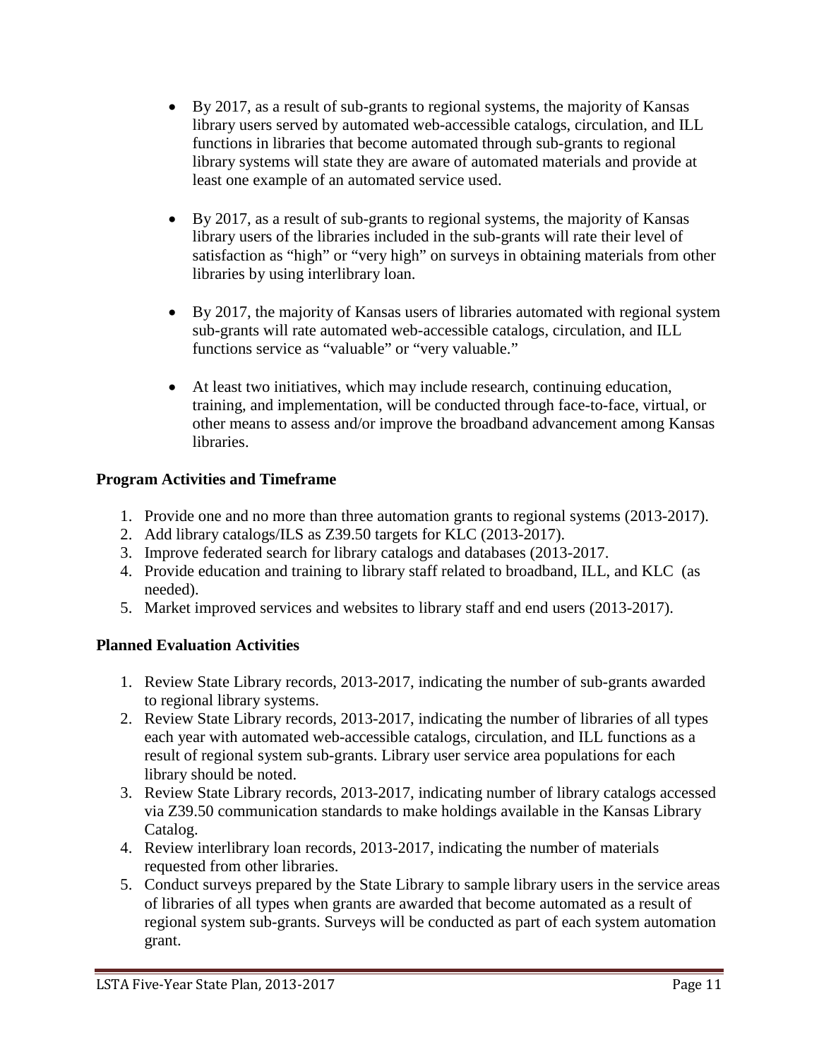- By 2017, as a result of sub-grants to regional systems, the majority of Kansas library users served by automated web-accessible catalogs, circulation, and ILL functions in libraries that become automated through sub-grants to regional library systems will state they are aware of automated materials and provide at least one example of an automated service used.

- By 2017, as a result of sub-grants to regional systems, the majority of Kansas library users of the libraries included in the sub-grants will rate their level of satisfaction as "high" or "very high" on surveys in obtaining materials from other libraries by using interlibrary loan.

- By 2017, the majority of Kansas users of libraries automated with regional system sub-grants will rate automated web-accessible catalogs, circulation, and ILL functions service as "valuable" or "very valuable."

- At least two initiatives, which may include research, continuing education, training, and implementation, will be conducted through face-to-face, virtual, or other means to assess and/or improve the broadband advancement among Kansas libraries.

**Program Activities and Timeframe**

1. Provide one and no more than three automation grants to regional systems (2013-2017).
2. Add library catalogs/ILS as Z39.50 targets for KLC (2013-2017).
3. Improve federated search for library catalogs and databases (2013-2017.
4. Provide education and training to library staff related to broadband, ILL, and KLC (as needed).
5. Market improved services and websites to library staff and end users (2013-2017).

**Planned Evaluation Activities**

1. Review State Library records, 2013-2017, indicating the number of sub-grants awarded to regional library systems.
2. Review State Library records, 2013-2017, indicating the number of libraries of all types each year with automated web-accessible catalogs, circulation, and ILL functions as a result of regional system sub-grants. Library user service area populations for each library should be noted.
3. Review State Library records, 2013-2017, indicating number of library catalogs accessed via Z39.50 communication standards to make holdings available in the Kansas Library Catalog.
4. Review interlibrary loan records, 2013-2017, indicating the number of materials requested from other libraries.
5. Conduct surveys prepared by the State Library to sample library users in the service areas of libraries of all types when grants are awarded that become automated as a result of regional system sub-grants. Surveys will be conducted as part of each system automation grant.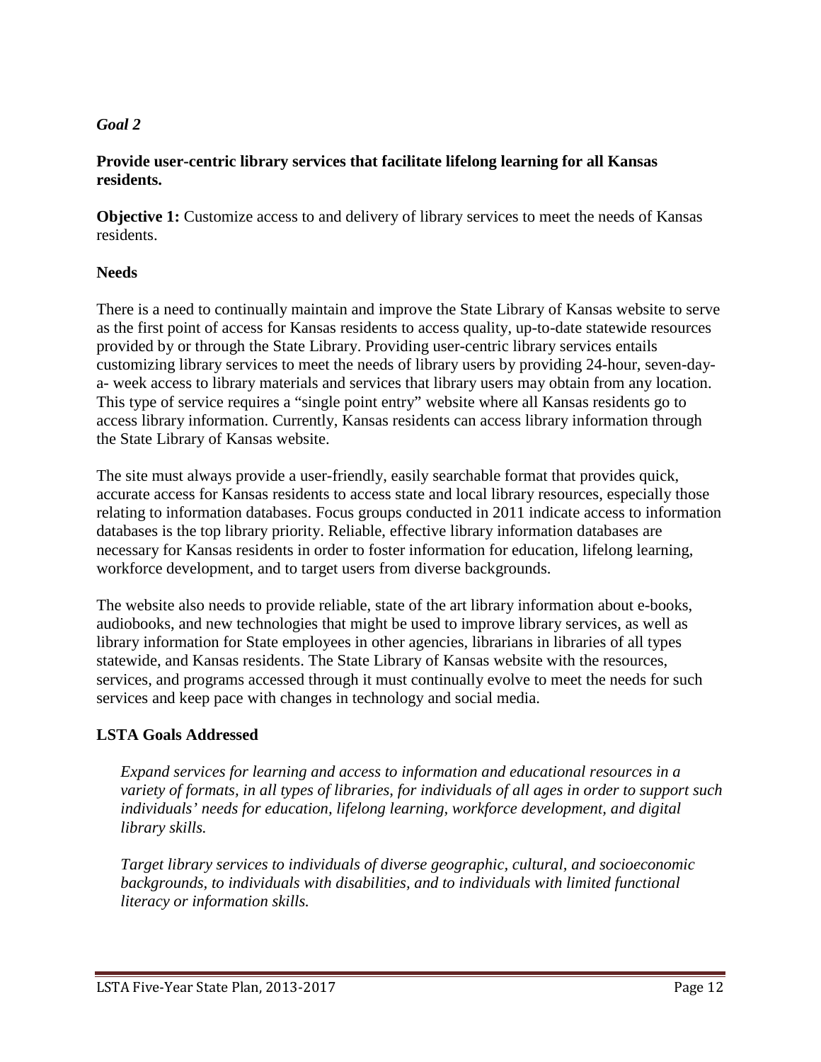*Goal 2*

**Provide user-centric library services that facilitate lifelong learning for all Kansas residents.**

**Objective 1:** Customize access to and delivery of library services to meet the needs of Kansas residents.

**Needs**

There is a need to continually maintain and improve the State Library of Kansas website to serve as the first point of access for Kansas residents to access quality, up-to-date statewide resources provided by or through the State Library. Providing user-centric library services entails customizing library services to meet the needs of library users by providing 24-hour, seven-day-a- week access to library materials and services that library users may obtain from any location. This type of service requires a "single point entry" website where all Kansas residents go to access library information. Currently, Kansas residents can access library information through the State Library of Kansas website.

The site must always provide a user-friendly, easily searchable format that provides quick, accurate access for Kansas residents to access state and local library resources, especially those relating to information databases. Focus groups conducted in 2011 indicate access to information databases is the top library priority. Reliable, effective library information databases are necessary for Kansas residents in order to foster information for education, lifelong learning, workforce development, and to target users from diverse backgrounds.

The website also needs to provide reliable, state of the art library information about e-books, audiobooks, and new technologies that might be used to improve library services, as well as library information for State employees in other agencies, librarians in libraries of all types statewide, and Kansas residents. The State Library of Kansas website with the resources, services, and programs accessed through it must continually evolve to meet the needs for such services and keep pace with changes in technology and social media.

**LSTA Goals Addressed**

*Expand services for learning and access to information and educational resources in a variety of formats, in all types of libraries, for individuals of all ages in order to support such individuals' needs for education, lifelong learning, workforce development, and digital library skills.*

*Target library services to individuals of diverse geographic, cultural, and socioeconomic backgrounds, to individuals with disabilities, and to individuals with limited functional literacy or information skills.*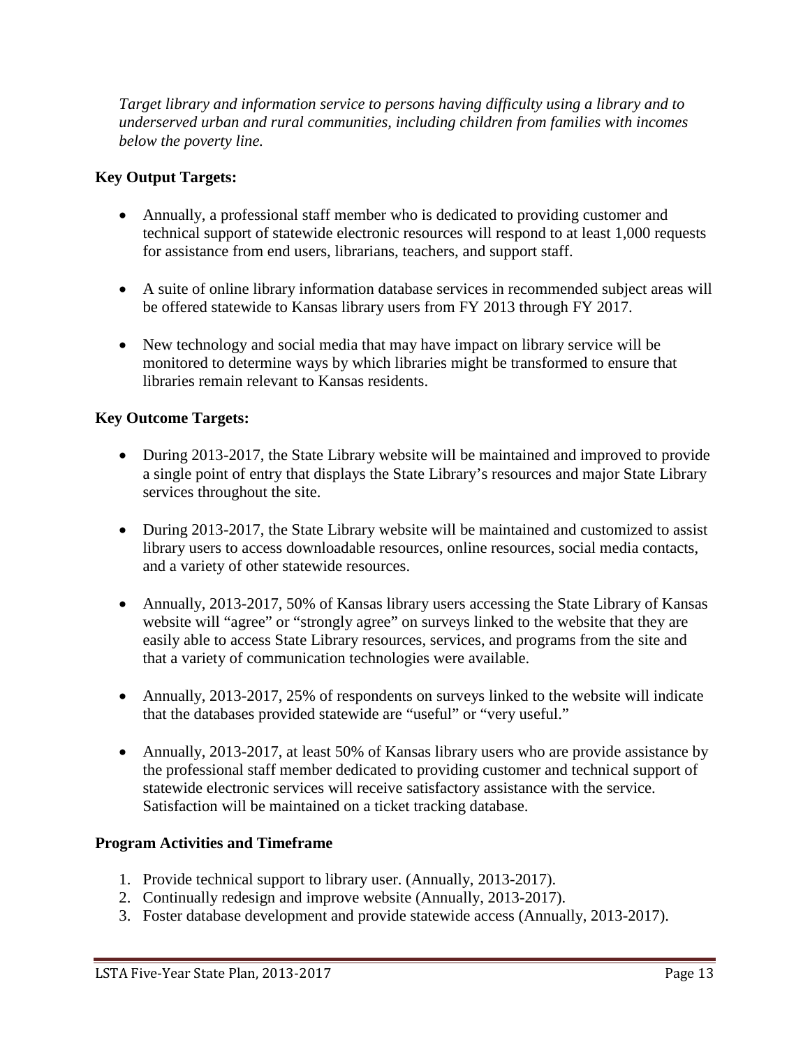*Target library and information service to persons having difficulty using a library and to underserved urban and rural communities, including children from families with incomes below the poverty line.*

**Key Output Targets:**

- Annually, a professional staff member who is dedicated to providing customer and technical support of statewide electronic resources will respond to at least 1,000 requests for assistance from end users, librarians, teachers, and support staff.
- A suite of online library information database services in recommended subject areas will be offered statewide to Kansas library users from FY 2013 through FY 2017.
- New technology and social media that may have impact on library service will be monitored to determine ways by which libraries might be transformed to ensure that libraries remain relevant to Kansas residents.

**Key Outcome Targets:**

- During 2013-2017, the State Library website will be maintained and improved to provide a single point of entry that displays the State Library's resources and major State Library services throughout the site.
- During 2013-2017, the State Library website will be maintained and customized to assist library users to access downloadable resources, online resources, social media contacts, and a variety of other statewide resources.
- Annually, 2013-2017, 50% of Kansas library users accessing the State Library of Kansas website will "agree" or "strongly agree" on surveys linked to the website that they are easily able to access State Library resources, services, and programs from the site and that a variety of communication technologies were available.
- Annually, 2013-2017, 25% of respondents on surveys linked to the website will indicate that the databases provided statewide are "useful" or "very useful."
- Annually, 2013-2017, at least 50% of Kansas library users who are provide assistance by the professional staff member dedicated to providing customer and technical support of statewide electronic services will receive satisfactory assistance with the service. Satisfaction will be maintained on a ticket tracking database.

**Program Activities and Timeframe**

1. Provide technical support to library user. (Annually, 2013-2017).
2. Continually redesign and improve website (Annually, 2013-2017).
3. Foster database development and provide statewide access (Annually, 2013-2017).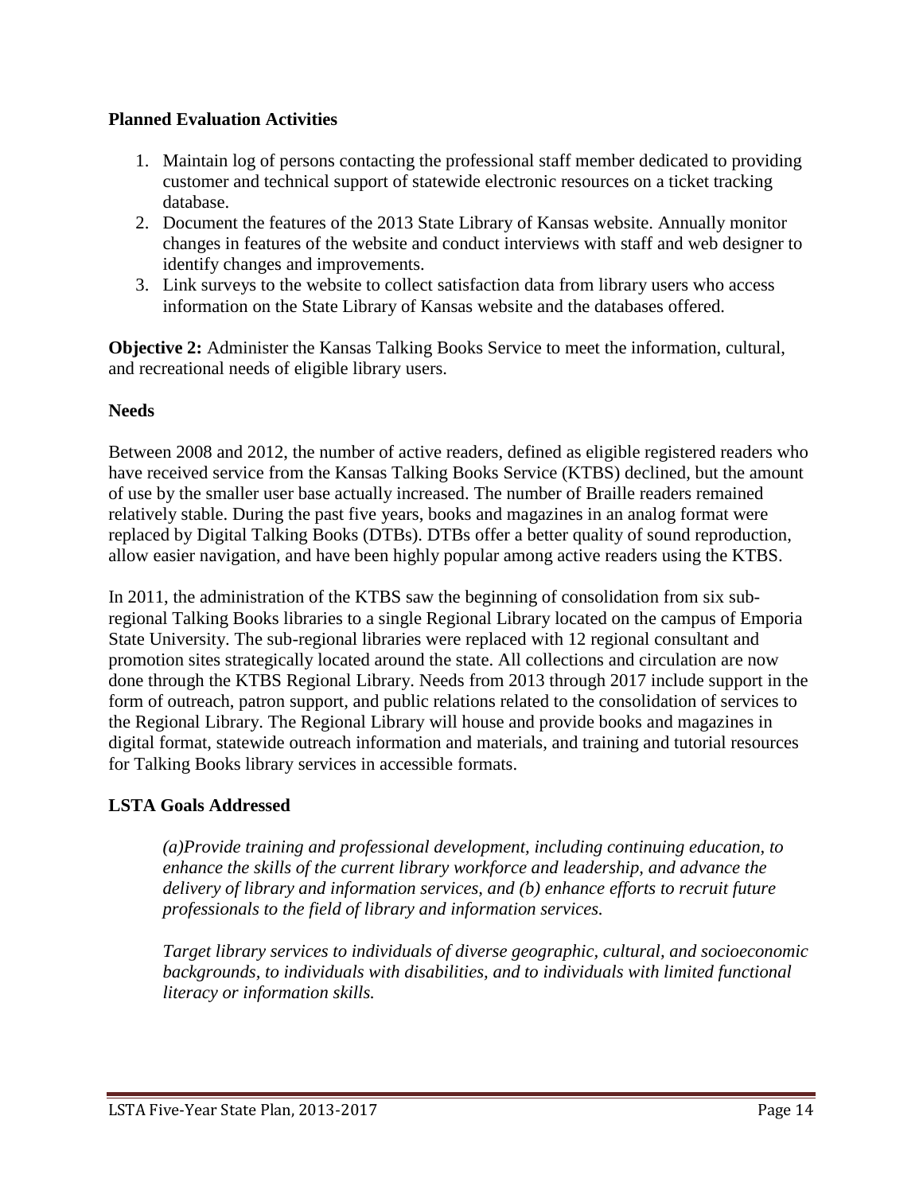**Planned Evaluation Activities**

1. Maintain log of persons contacting the professional staff member dedicated to providing customer and technical support of statewide electronic resources on a ticket tracking database.
2. Document the features of the 2013 State Library of Kansas website. Annually monitor changes in features of the website and conduct interviews with staff and web designer to identify changes and improvements.
3. Link surveys to the website to collect satisfaction data from library users who access information on the State Library of Kansas website and the databases offered.

**Objective 2:** Administer the Kansas Talking Books Service to meet the information, cultural, and recreational needs of eligible library users.

**Needs**

Between 2008 and 2012, the number of active readers, defined as eligible registered readers who have received service from the Kansas Talking Books Service (KTBS) declined, but the amount of use by the smaller user base actually increased. The number of Braille readers remained relatively stable. During the past five years, books and magazines in an analog format were replaced by Digital Talking Books (DTBs). DTBs offer a better quality of sound reproduction, allow easier navigation, and have been highly popular among active readers using the KTBS.

In 2011, the administration of the KTBS saw the beginning of consolidation from six sub-regional Talking Books libraries to a single Regional Library located on the campus of Emporia State University. The sub-regional libraries were replaced with 12 regional consultant and promotion sites strategically located around the state. All collections and circulation are now done through the KTBS Regional Library. Needs from 2013 through 2017 include support in the form of outreach, patron support, and public relations related to the consolidation of services to the Regional Library. The Regional Library will house and provide books and magazines in digital format, statewide outreach information and materials, and training and tutorial resources for Talking Books library services in accessible formats.

**LSTA Goals Addressed**

*(a)Provide training and professional development, including continuing education, to enhance the skills of the current library workforce and leadership, and advance the delivery of library and information services, and (b) enhance efforts to recruit future professionals to the field of library and information services.*

*Target library services to individuals of diverse geographic, cultural, and socioeconomic backgrounds, to individuals with disabilities, and to individuals with limited functional literacy or information skills.*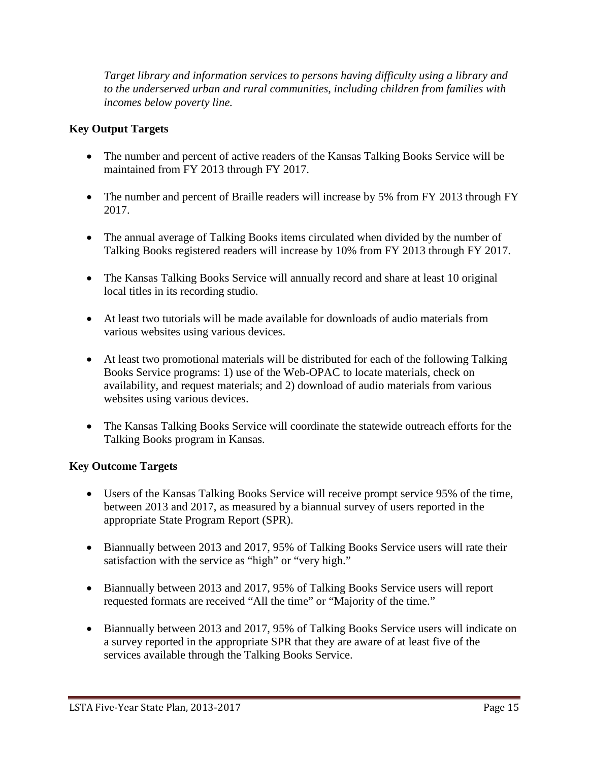*Target library and information services to persons having difficulty using a library and to the underserved urban and rural communities, including children from families with incomes below poverty line.*

**Key Output Targets**

- The number and percent of active readers of the Kansas Talking Books Service will be maintained from FY 2013 through FY 2017.
- The number and percent of Braille readers will increase by 5% from FY 2013 through FY 2017.
- The annual average of Talking Books items circulated when divided by the number of Talking Books registered readers will increase by 10% from FY 2013 through FY 2017.
- The Kansas Talking Books Service will annually record and share at least 10 original local titles in its recording studio.
- At least two tutorials will be made available for downloads of audio materials from various websites using various devices.
- At least two promotional materials will be distributed for each of the following Talking Books Service programs: 1) use of the Web-OPAC to locate materials, check on availability, and request materials; and 2) download of audio materials from various websites using various devices.
- The Kansas Talking Books Service will coordinate the statewide outreach efforts for the Talking Books program in Kansas.

**Key Outcome Targets**

- Users of the Kansas Talking Books Service will receive prompt service 95% of the time, between 2013 and 2017, as measured by a biannual survey of users reported in the appropriate State Program Report (SPR).
- Biannually between 2013 and 2017, 95% of Talking Books Service users will rate their satisfaction with the service as "high" or "very high."
- Biannually between 2013 and 2017, 95% of Talking Books Service users will report requested formats are received "All the time" or "Majority of the time."
- Biannually between 2013 and 2017, 95% of Talking Books Service users will indicate on a survey reported in the appropriate SPR that they are aware of at least five of the services available through the Talking Books Service.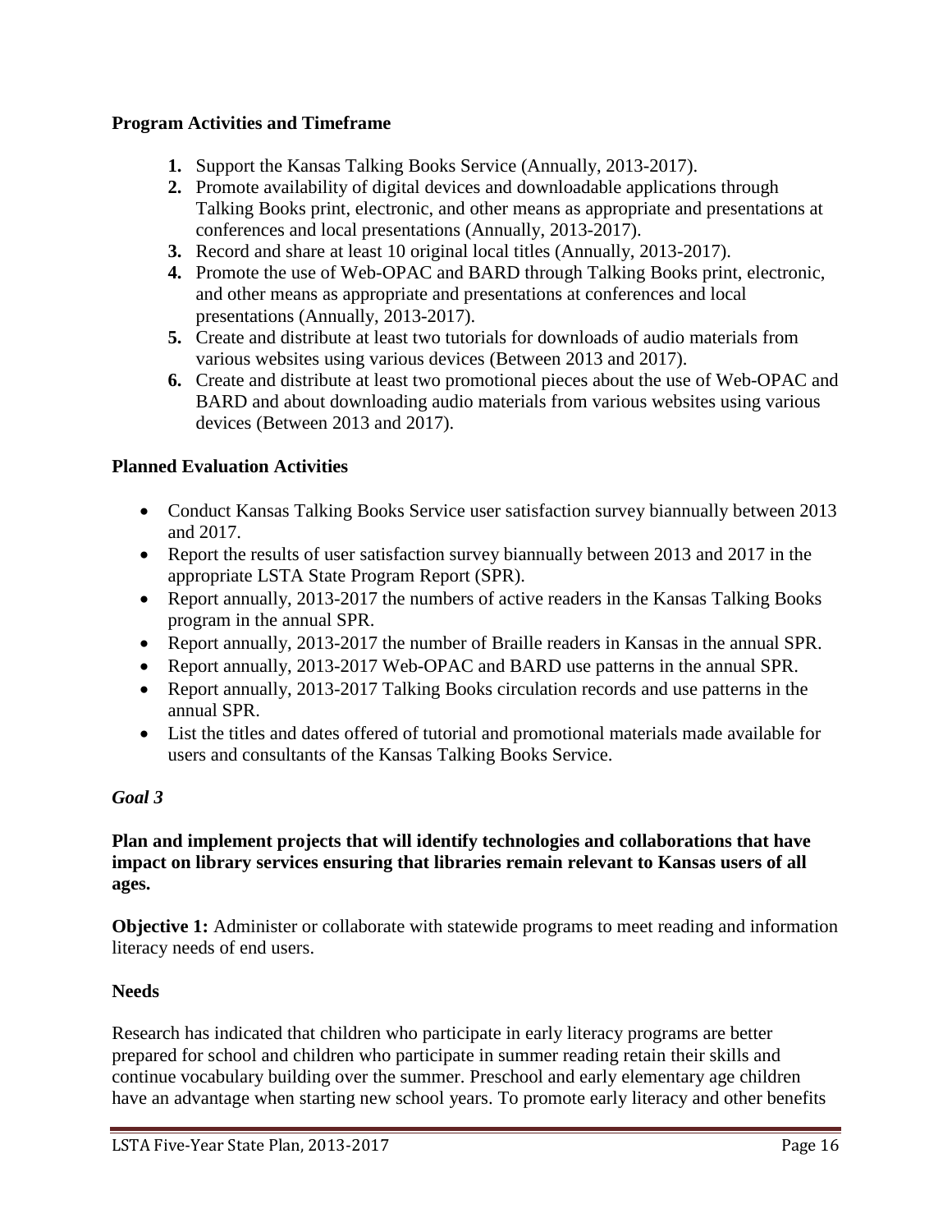**Program Activities and Timeframe**

1. Support the Kansas Talking Books Service (Annually, 2013-2017).
2. Promote availability of digital devices and downloadable applications through Talking Books print, electronic, and other means as appropriate and presentations at conferences and local presentations (Annually, 2013-2017).
3. Record and share at least 10 original local titles (Annually, 2013-2017).
4. Promote the use of Web-OPAC and BARD through Talking Books print, electronic, and other means as appropriate and presentations at conferences and local presentations (Annually, 2013-2017).
5. Create and distribute at least two tutorials for downloads of audio materials from various websites using various devices (Between 2013 and 2017).
6. Create and distribute at least two promotional pieces about the use of Web-OPAC and BARD and about downloading audio materials from various websites using various devices (Between 2013 and 2017).

**Planned Evaluation Activities**

- Conduct Kansas Talking Books Service user satisfaction survey biannually between 2013 and 2017.
- Report the results of user satisfaction survey biannually between 2013 and 2017 in the appropriate LSTA State Program Report (SPR).
- Report annually, 2013-2017 the numbers of active readers in the Kansas Talking Books program in the annual SPR.
- Report annually, 2013-2017 the number of Braille readers in Kansas in the annual SPR.
- Report annually, 2013-2017 Web-OPAC and BARD use patterns in the annual SPR.
- Report annually, 2013-2017 Talking Books circulation records and use patterns in the annual SPR.
- List the titles and dates offered of tutorial and promotional materials made available for users and consultants of the Kansas Talking Books Service.

***Goal 3***

**Plan and implement projects that will identify technologies and collaborations that have impact on library services ensuring that libraries remain relevant to Kansas users of all ages.**

**Objective 1:** Administer or collaborate with statewide programs to meet reading and information literacy needs of end users.

**Needs**

Research has indicated that children who participate in early literacy programs are better prepared for school and children who participate in summer reading retain their skills and continue vocabulary building over the summer. Preschool and early elementary age children have an advantage when starting new school years. To promote early literacy and other benefits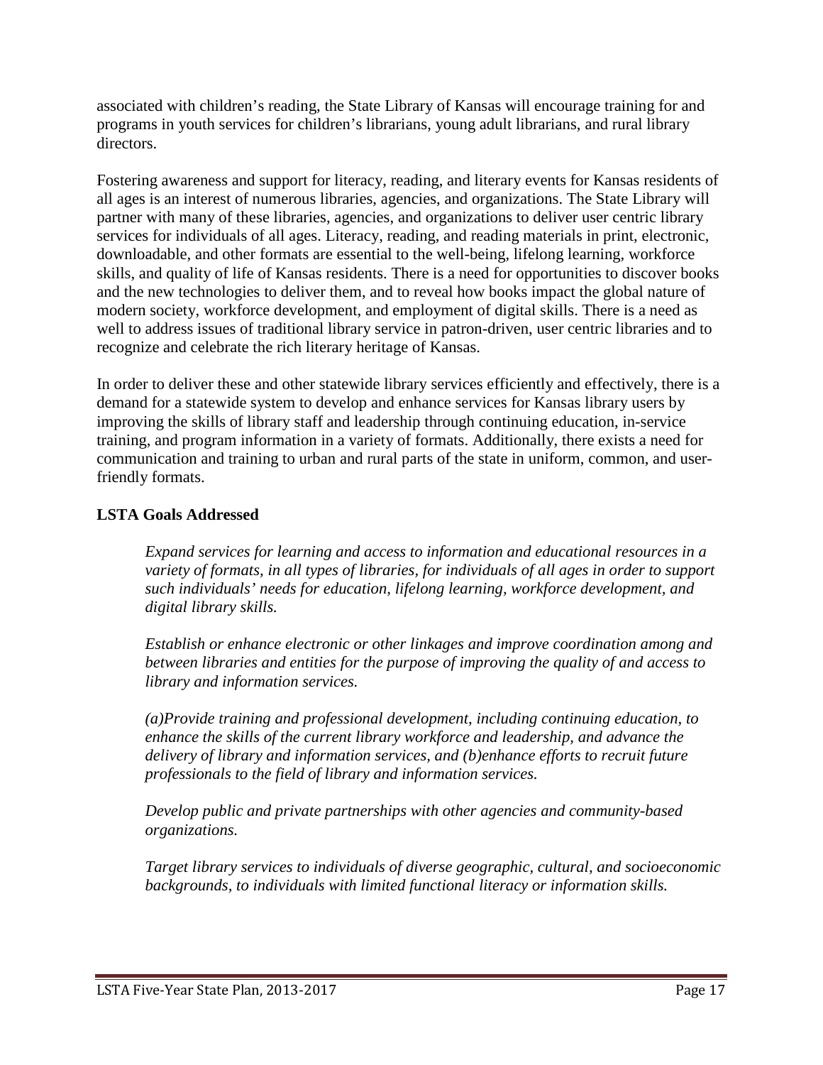associated with children's reading, the State Library of Kansas will encourage training for and programs in youth services for children's librarians, young adult librarians, and rural library directors.

Fostering awareness and support for literacy, reading, and literary events for Kansas residents of all ages is an interest of numerous libraries, agencies, and organizations. The State Library will partner with many of these libraries, agencies, and organizations to deliver user centric library services for individuals of all ages. Literacy, reading, and reading materials in print, electronic, downloadable, and other formats are essential to the well-being, lifelong learning, workforce skills, and quality of life of Kansas residents. There is a need for opportunities to discover books and the new technologies to deliver them, and to reveal how books impact the global nature of modern society, workforce development, and employment of digital skills. There is a need as well to address issues of traditional library service in patron-driven, user centric libraries and to recognize and celebrate the rich literary heritage of Kansas.

In order to deliver these and other statewide library services efficiently and effectively, there is a demand for a statewide system to develop and enhance services for Kansas library users by improving the skills of library staff and leadership through continuing education, in-service training, and program information in a variety of formats. Additionally, there exists a need for communication and training to urban and rural parts of the state in uniform, common, and user-friendly formats.

**LSTA Goals Addressed**

> *Expand services for learning and access to information and educational resources in a variety of formats, in all types of libraries, for individuals of all ages in order to support such individuals' needs for education, lifelong learning, workforce development, and digital library skills.*
>
> *Establish or enhance electronic or other linkages and improve coordination among and between libraries and entities for the purpose of improving the quality of and access to library and information services.*
>
> *(a)Provide training and professional development, including continuing education, to enhance the skills of the current library workforce and leadership, and advance the delivery of library and information services, and (b)enhance efforts to recruit future professionals to the field of library and information services.*
>
> *Develop public and private partnerships with other agencies and community-based organizations.*
>
> *Target library services to individuals of diverse geographic, cultural, and socioeconomic backgrounds, to individuals with limited functional literacy or information skills.*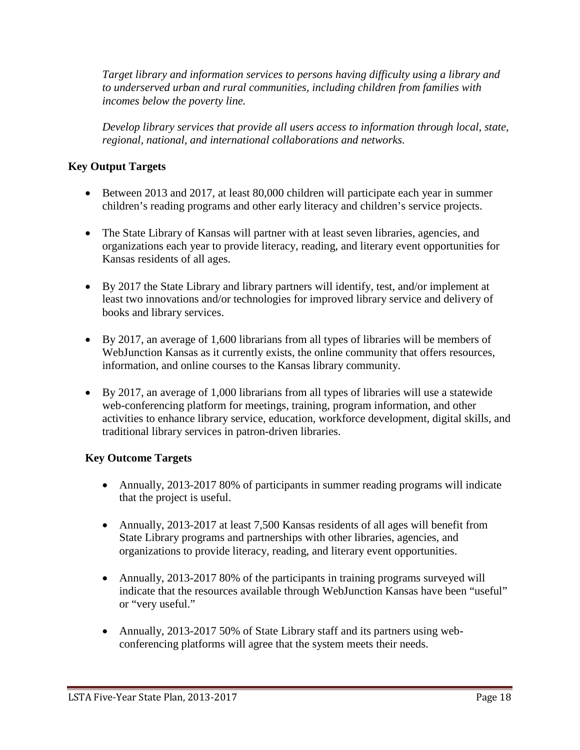*Target library and information services to persons having difficulty using a library and to underserved urban and rural communities, including children from families with incomes below the poverty line.*

*Develop library services that provide all users access to information through local, state, regional, national, and international collaborations and networks.*

**Key Output Targets**

- Between 2013 and 2017, at least 80,000 children will participate each year in summer children's reading programs and other early literacy and children's service projects.
- The State Library of Kansas will partner with at least seven libraries, agencies, and organizations each year to provide literacy, reading, and literary event opportunities for Kansas residents of all ages.
- By 2017 the State Library and library partners will identify, test, and/or implement at least two innovations and/or technologies for improved library service and delivery of books and library services.
- By 2017, an average of 1,600 librarians from all types of libraries will be members of WebJunction Kansas as it currently exists, the online community that offers resources, information, and online courses to the Kansas library community.
- By 2017, an average of 1,000 librarians from all types of libraries will use a statewide web-conferencing platform for meetings, training, program information, and other activities to enhance library service, education, workforce development, digital skills, and traditional library services in patron-driven libraries.

**Key Outcome Targets**

- Annually, 2013-2017 80% of participants in summer reading programs will indicate that the project is useful.
- Annually, 2013-2017 at least 7,500 Kansas residents of all ages will benefit from State Library programs and partnerships with other libraries, agencies, and organizations to provide literacy, reading, and literary event opportunities.
- Annually, 2013-2017 80% of the participants in training programs surveyed will indicate that the resources available through WebJunction Kansas have been "useful" or "very useful."
- Annually, 2013-2017 50% of State Library staff and its partners using web-conferencing platforms will agree that the system meets their needs.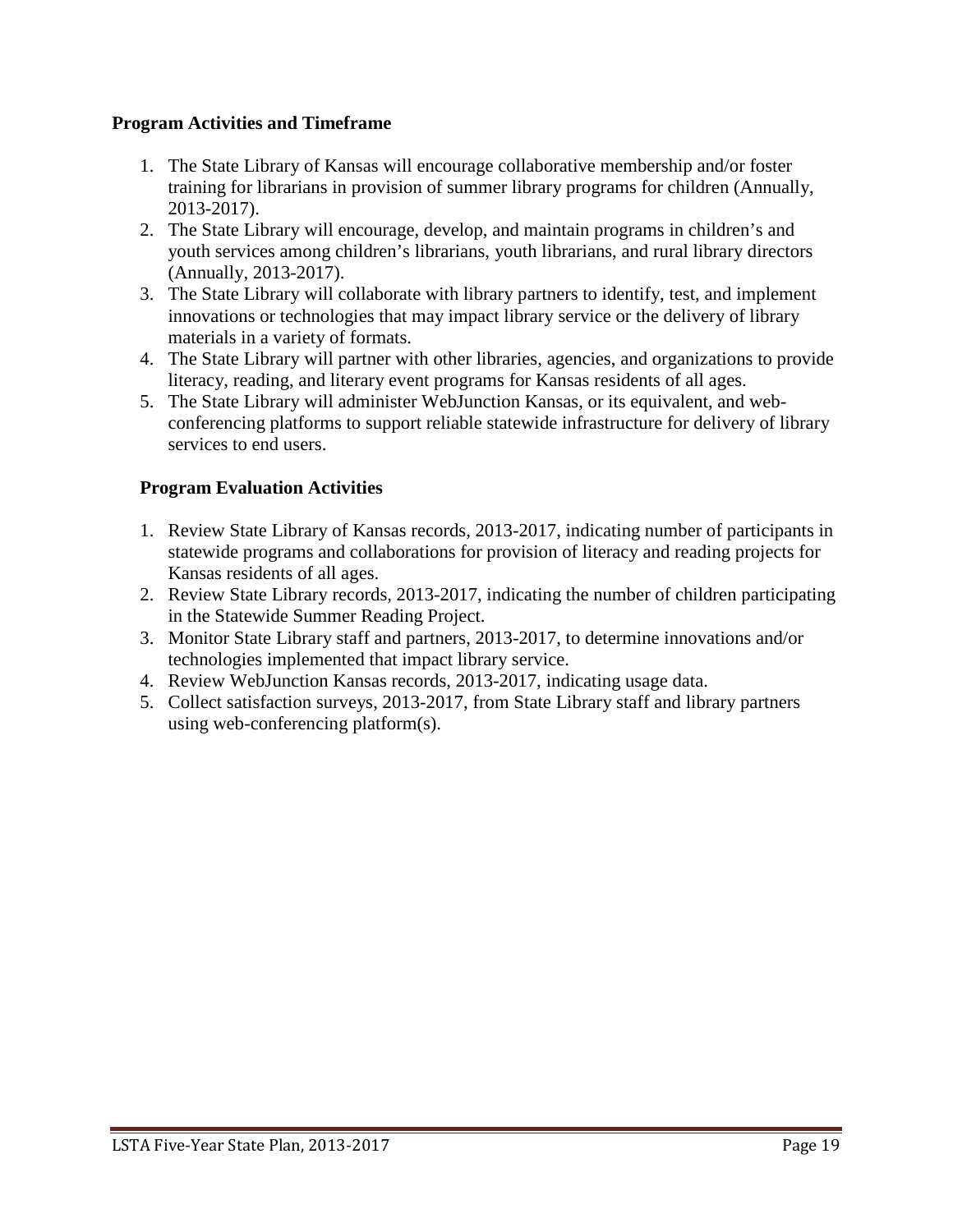### Program Activities and Timeframe

1. The State Library of Kansas will encourage collaborative membership and/or foster training for librarians in provision of summer library programs for children (Annually, 2013-2017).
2. The State Library will encourage, develop, and maintain programs in children's and youth services among children's librarians, youth librarians, and rural library directors (Annually, 2013-2017).
3. The State Library will collaborate with library partners to identify, test, and implement innovations or technologies that may impact library service or the delivery of library materials in a variety of formats.
4. The State Library will partner with other libraries, agencies, and organizations to provide literacy, reading, and literary event programs for Kansas residents of all ages.
5. The State Library will administer WebJunction Kansas, or its equivalent, and web-conferencing platforms to support reliable statewide infrastructure for delivery of library services to end users.

### Program Evaluation Activities

1. Review State Library of Kansas records, 2013-2017, indicating number of participants in statewide programs and collaborations for provision of literacy and reading projects for Kansas residents of all ages.
2. Review State Library records, 2013-2017, indicating the number of children participating in the Statewide Summer Reading Project.
3. Monitor State Library staff and partners, 2013-2017, to determine innovations and/or technologies implemented that impact library service.
4. Review WebJunction Kansas records, 2013-2017, indicating usage data.
5. Collect satisfaction surveys, 2013-2017, from State Library staff and library partners using web-conferencing platform(s).